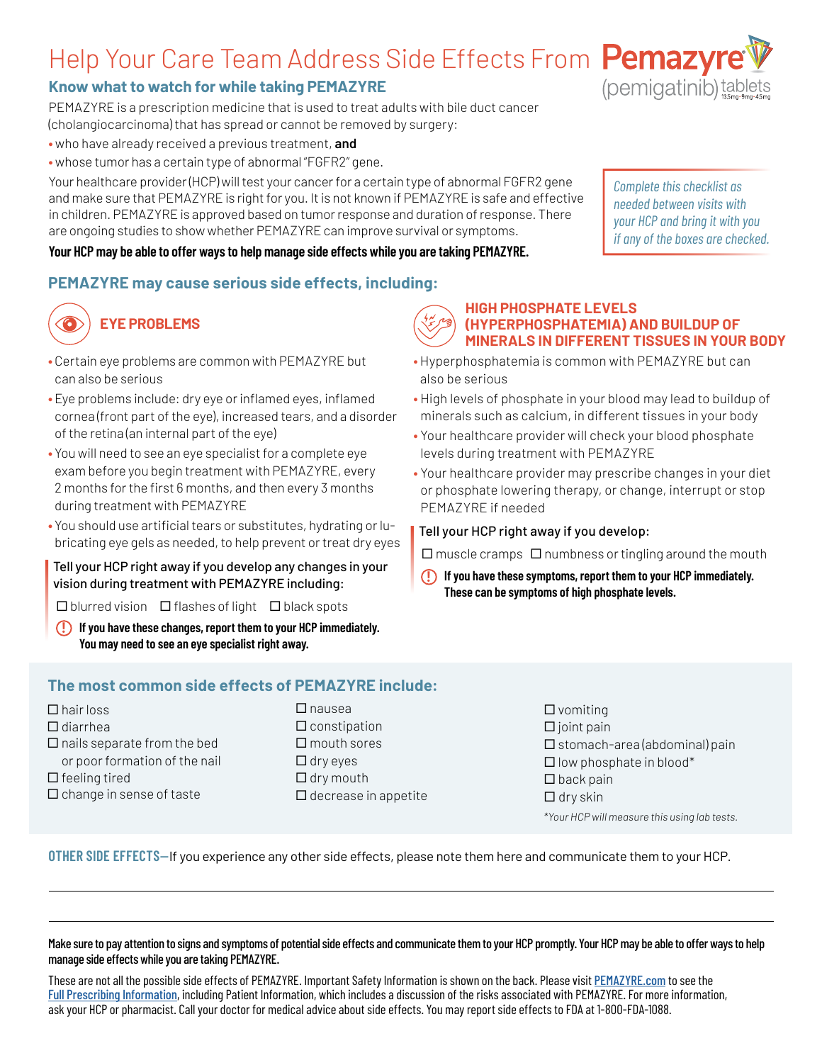# Help Your Care Team Address Side Effects From Pemazyre® (pemigatinib) tablets

13.5mg · 9mg · 4.5mg

## Know what to watch for while taking PEMAZYRE

PEMAZYRE is a prescription medicine that is used to treat adults with bile duct cancer (cholangiocarcinoma) that has spread or cannot be removed by surgery:

- who have already received a previous treatment, **and**
- whose tumor has a certain type of abnormal "FGFR2" gene.

Your healthcare provider (HCP) will test your cancer for a certain type of abnormal FGFR2 gene and make sure that PEMAZYRE is right for you. It is not known if PEMAZYRE is safe and effective in children. PEMAZYRE is approved based on tumor response and duration of response. There are ongoing studies to show whether PEMAZYRE can improve survival or symptoms.

**Your HCP may be able to offer ways to help manage side effects while you are taking PEMAZYRE.**

*Complete this checklist as needed between visits with your HCP and bring it with you if any of the boxes are checked.*

## PEMAZYRE may cause serious side effects, including:

### EYE PROBLEMS

- Certain eye problems are common with PEMAZYRE but can also be serious
- Eye problems include: dry eye or inflamed eyes, inflamed cornea (front part of the eye), increased tears, and a disorder of the retina (an internal part of the eye)
- You will need to see an eye specialist for a complete eye exam before you begin treatment with PEMAZYRE, every 2 months for the first 6 months, and then every 3 months during treatment with PEMAZYRE
- You should use artificial tears or substitutes, hydrating or lubricating eye gels as needed, to help prevent or treat dry eyes

Tell your HCP right away if you develop any changes in your vision during treatment with PEMAZYRE including:

☐ blurred vision ☐ flashes of light ☐ black spots

**If you have these changes, report them to your HCP immediately. You may need to see an eye specialist right away.**

### HIGH PHOSPHATE LEVELS (HYPERPHOSPHATEMIA) AND BUILDUP OF MINERALS IN DIFFERENT TISSUES IN YOUR BODY

- Hyperphosphatemia is common with PEMAZYRE but can also be serious
- High levels of phosphate in your blood may lead to buildup of minerals such as calcium, in different tissues in your body
- Your healthcare provider will check your blood phosphate levels during treatment with PEMAZYRE
- Your healthcare provider may prescribe changes in your diet or phosphate lowering therapy, or change, interrupt or stop PEMAZYRE if needed

Tell your HCP right away if you develop:

☐ muscle cramps ☐ numbness or tingling around the mouth

**If you have these symptoms, report them to your HCP immediately. These can be symptoms of high phosphate levels.**

## The most common side effects of PEMAZYRE include:

- ☐ hair loss
- ☐ diarrhea
- ☐ nails separate from the bed or poor formation of the nail
- ☐ feeling tired
- ☐ change in sense of taste
- ☐ nausea
- ☐ constipation
- ☐ mouth sores
- ☐ dry eyes
- ☐ dry mouth
- ☐ decrease in appetite
- ☐ vomiting
- ☐ joint pain
- ☐ stomach-area (abdominal) pain
- ☐ low phosphate in blood*
- ☐ back pain
- ☐ dry skin

*\*Your HCP will measure this using lab tests.*

**OTHER SIDE EFFECTS**—If you experience any other side effects, please note them here and communicate them to your HCP.

______________________________________________

______________________________________________

**Make sure to pay attention to signs and symptoms of potential side effects and communicate them to your HCP promptly. Your HCP may be able to offer ways to help manage side effects while you are taking PEMAZYRE.**

These are not all the possible side effects of PEMAZYRE. Important Safety Information is shown on the back. Please visit PEMAZYRE.com to see the Full Prescribing Information, including Patient Information, which includes a discussion of the risks associated with PEMAZYRE. For more information, ask your HCP or pharmacist. Call your doctor for medical advice about side effects. You may report side effects to FDA at 1-800-FDA-1088.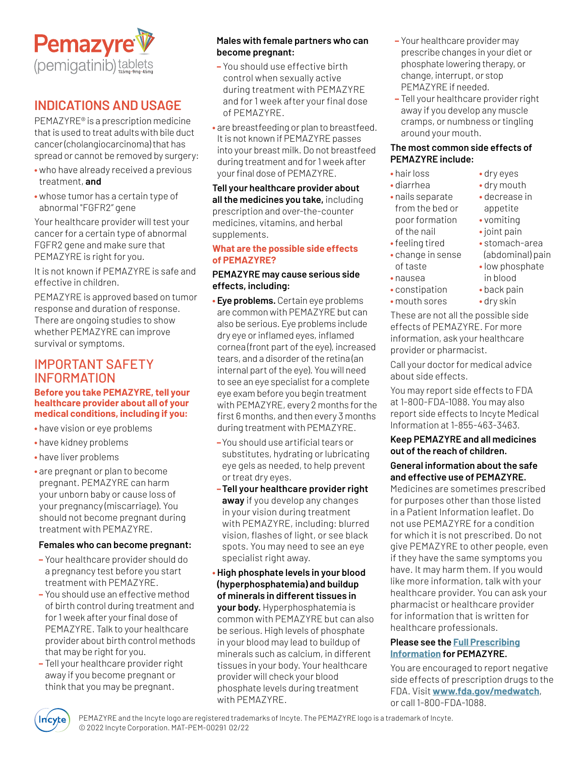Pemazyre
(pemigatinib) tablets
13.5mg · 9mg · 4.5mg

## INDICATIONS AND USAGE

PEMAZYRE® is a prescription medicine that is used to treat adults with bile duct cancer (cholangiocarcinoma) that has spread or cannot be removed by surgery:

- who have already received a previous treatment, **and**
- whose tumor has a certain type of abnormal "FGFR2" gene

Your healthcare provider will test your cancer for a certain type of abnormal FGFR2 gene and make sure that PEMAZYRE is right for you.

It is not known if PEMAZYRE is safe and effective in children.

PEMAZYRE is approved based on tumor response and duration of response. There are ongoing studies to show whether PEMAZYRE can improve survival or symptoms.

## IMPORTANT SAFETY INFORMATION

**Before you take PEMAZYRE, tell your healthcare provider about all of your medical conditions, including if you:**

- have vision or eye problems
- have kidney problems
- have liver problems
- are pregnant or plan to become pregnant. PEMAZYRE can harm your unborn baby or cause loss of your pregnancy (miscarriage). You should not become pregnant during treatment with PEMAZYRE.

**Females who can become pregnant:**

- Your healthcare provider should do a pregnancy test before you start treatment with PEMAZYRE.
- You should use an effective method of birth control during treatment and for 1 week after your final dose of PEMAZYRE. Talk to your healthcare provider about birth control methods that may be right for you.
- Tell your healthcare provider right away if you become pregnant or think that you may be pregnant.

**Males with female partners who can become pregnant:**

- You should use effective birth control when sexually active during treatment with PEMAZYRE and for 1 week after your final dose of PEMAZYRE.

- are breastfeeding or plan to breastfeed. It is not known if PEMAZYRE passes into your breast milk. Do not breastfeed during treatment and for 1 week after your final dose of PEMAZYRE.

**Tell your healthcare provider about all the medicines you take,** including prescription and over-the-counter medicines, vitamins, and herbal supplements.

**What are the possible side effects of PEMAZYRE?**

**PEMAZYRE may cause serious side effects, including:**

- **Eye problems.** Certain eye problems are common with PEMAZYRE but can also be serious. Eye problems include dry eye or inflamed eyes, inflamed cornea (front part of the eye), increased tears, and a disorder of the retina (an internal part of the eye). You will need to see an eye specialist for a complete eye exam before you begin treatment with PEMAZYRE, every 2 months for the first 6 months, and then every 3 months during treatment with PEMAZYRE.
  - You should use artificial tears or substitutes, hydrating or lubricating eye gels as needed, to help prevent or treat dry eyes.
  - **Tell your healthcare provider right away** if you develop any changes in your vision during treatment with PEMAZYRE, including: blurred vision, flashes of light, or see black spots. You may need to see an eye specialist right away.
- **High phosphate levels in your blood (hyperphosphatemia) and buildup of minerals in different tissues in your body.** Hyperphosphatemia is common with PEMAZYRE but can also be serious. High levels of phosphate in your blood may lead to buildup of minerals such as calcium, in different tissues in your body. Your healthcare provider will check your blood phosphate levels during treatment with PEMAZYRE.
  - Your healthcare provider may prescribe changes in your diet or phosphate lowering therapy, or change, interrupt, or stop PEMAZYRE if needed.
  - Tell your healthcare provider right away if you develop any muscle cramps, or numbness or tingling around your mouth.

**The most common side effects of PEMAZYRE include:**

- hair loss
- diarrhea
- nails separate from the bed or poor formation of the nail
- feeling tired
- change in sense of taste
- nausea
- constipation
- mouth sores
- dry eyes
- dry mouth
- decrease in appetite
- vomiting
- joint pain
- stomach-area (abdominal) pain
- low phosphate in blood
- back pain
- dry skin

These are not all the possible side effects of PEMAZYRE. For more information, ask your healthcare provider or pharmacist.

Call your doctor for medical advice about side effects.

You may report side effects to FDA at 1-800-FDA-1088. You may also report side effects to Incyte Medical Information at 1-855-463-3463.

**Keep PEMAZYRE and all medicines out of the reach of children.**

**General information about the safe and effective use of PEMAZYRE.** Medicines are sometimes prescribed for purposes other than those listed in a Patient Information leaflet. Do not use PEMAZYRE for a condition for which it is not prescribed. Do not give PEMAZYRE to other people, even if they have the same symptoms you have. It may harm them. If you would like more information, talk with your healthcare provider. You can ask your pharmacist or healthcare provider for information that is written for healthcare professionals.

**Please see the Full Prescribing Information for PEMAZYRE.**

You are encouraged to report negative side effects of prescription drugs to the FDA. Visit **www.fda.gov/medwatch**, or call 1-800-FDA-1088.

Incyte

PEMAZYRE and the Incyte logo are registered trademarks of Incyte. The PEMAZYRE logo is a trademark of Incyte.
© 2022 Incyte Corporation. MAT-PEM-00291 02/22